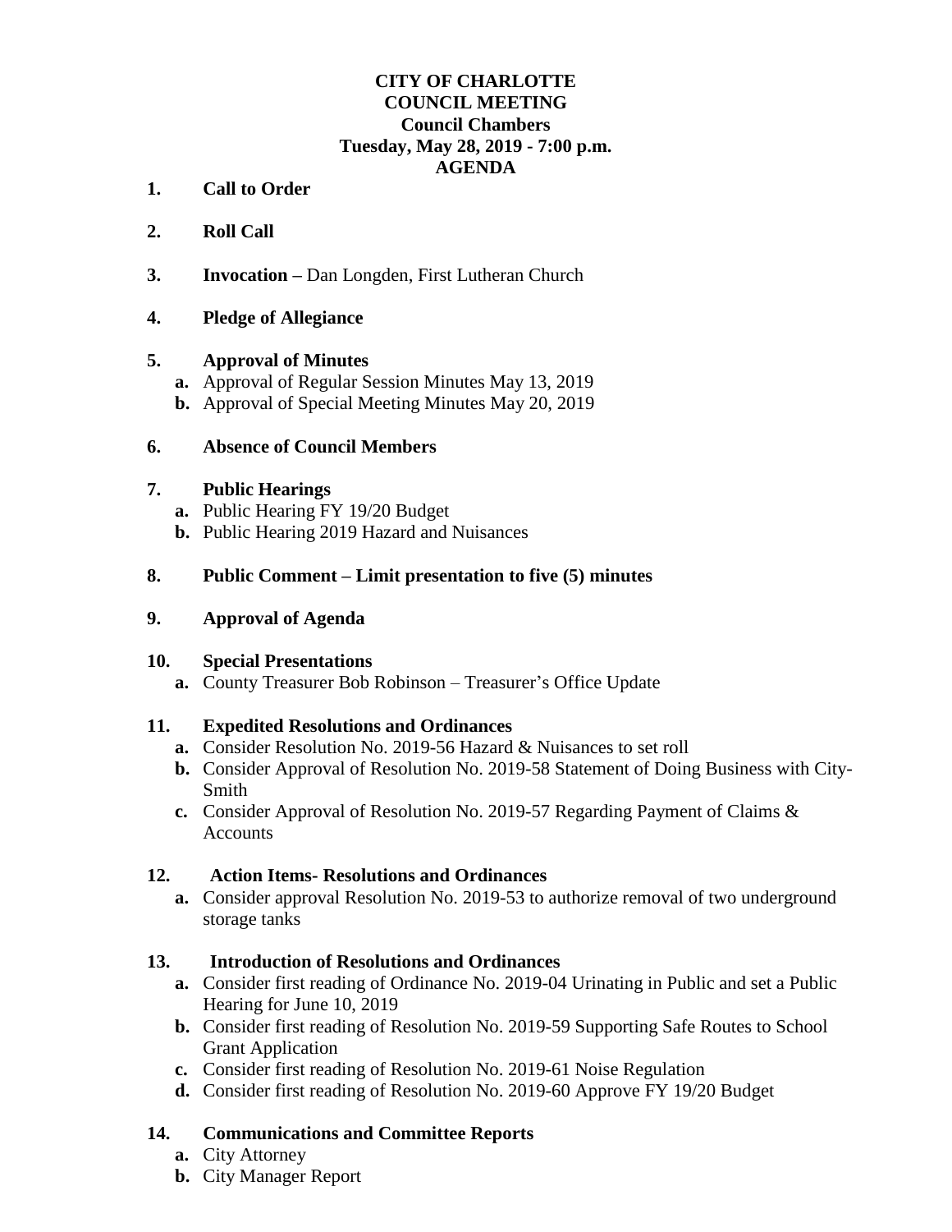**CITY OF CHARLOTTE**
**COUNCIL MEETING**
**Council Chambers**
**Tuesday, May 28, 2019 - 7:00 p.m.**
**AGENDA**

1. **Call to Order**

2. **Roll Call**

3. **Invocation –** Dan Longden, First Lutheran Church

4. **Pledge of Allegiance**

5. **Approval of Minutes**
   - **a.** Approval of Regular Session Minutes May 13, 2019
   - **b.** Approval of Special Meeting Minutes May 20, 2019

6. **Absence of Council Members**

7. **Public Hearings**
   - **a.** Public Hearing FY 19/20 Budget
   - **b.** Public Hearing 2019 Hazard and Nuisances

8. **Public Comment – Limit presentation to five (5) minutes**

9. **Approval of Agenda**

10. **Special Presentations**
    - **a.** County Treasurer Bob Robinson – Treasurer's Office Update

11. **Expedited Resolutions and Ordinances**
    - **a.** Consider Resolution No. 2019-56 Hazard & Nuisances to set roll
    - **b.** Consider Approval of Resolution No. 2019-58 Statement of Doing Business with City-Smith
    - **c.** Consider Approval of Resolution No. 2019-57 Regarding Payment of Claims & Accounts

12. **Action Items- Resolutions and Ordinances**
    - **a.** Consider approval Resolution No. 2019-53 to authorize removal of two underground storage tanks

13. **Introduction of Resolutions and Ordinances**
    - **a.** Consider first reading of Ordinance No. 2019-04 Urinating in Public and set a Public Hearing for June 10, 2019
    - **b.** Consider first reading of Resolution No. 2019-59 Supporting Safe Routes to School Grant Application
    - **c.** Consider first reading of Resolution No. 2019-61 Noise Regulation
    - **d.** Consider first reading of Resolution No. 2019-60 Approve FY 19/20 Budget

14. **Communications and Committee Reports**
    - **a.** City Attorney
    - **b.** City Manager Report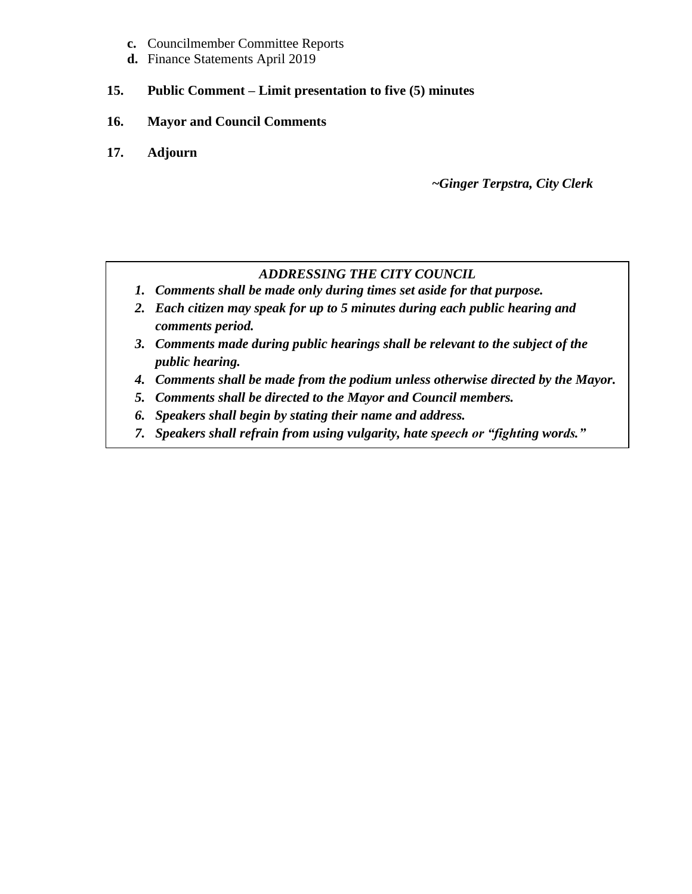**c.** Councilmember Committee Reports
**d.** Finance Statements April 2019

**15. Public Comment – Limit presentation to five (5) minutes**

**16. Mayor and Council Comments**

**17. Adjourn**

***~Ginger Terpstra, City Clerk***

***ADDRESSING THE CITY COUNCIL***

1. ***Comments shall be made only during times set aside for that purpose.***
2. ***Each citizen may speak for up to 5 minutes during each public hearing and comments period.***
3. ***Comments made during public hearings shall be relevant to the subject of the public hearing.***
4. ***Comments shall be made from the podium unless otherwise directed by the Mayor.***
5. ***Comments shall be directed to the Mayor and Council members.***
6. ***Speakers shall begin by stating their name and address.***
7. ***Speakers shall refrain from using vulgarity, hate speech or "fighting words."***